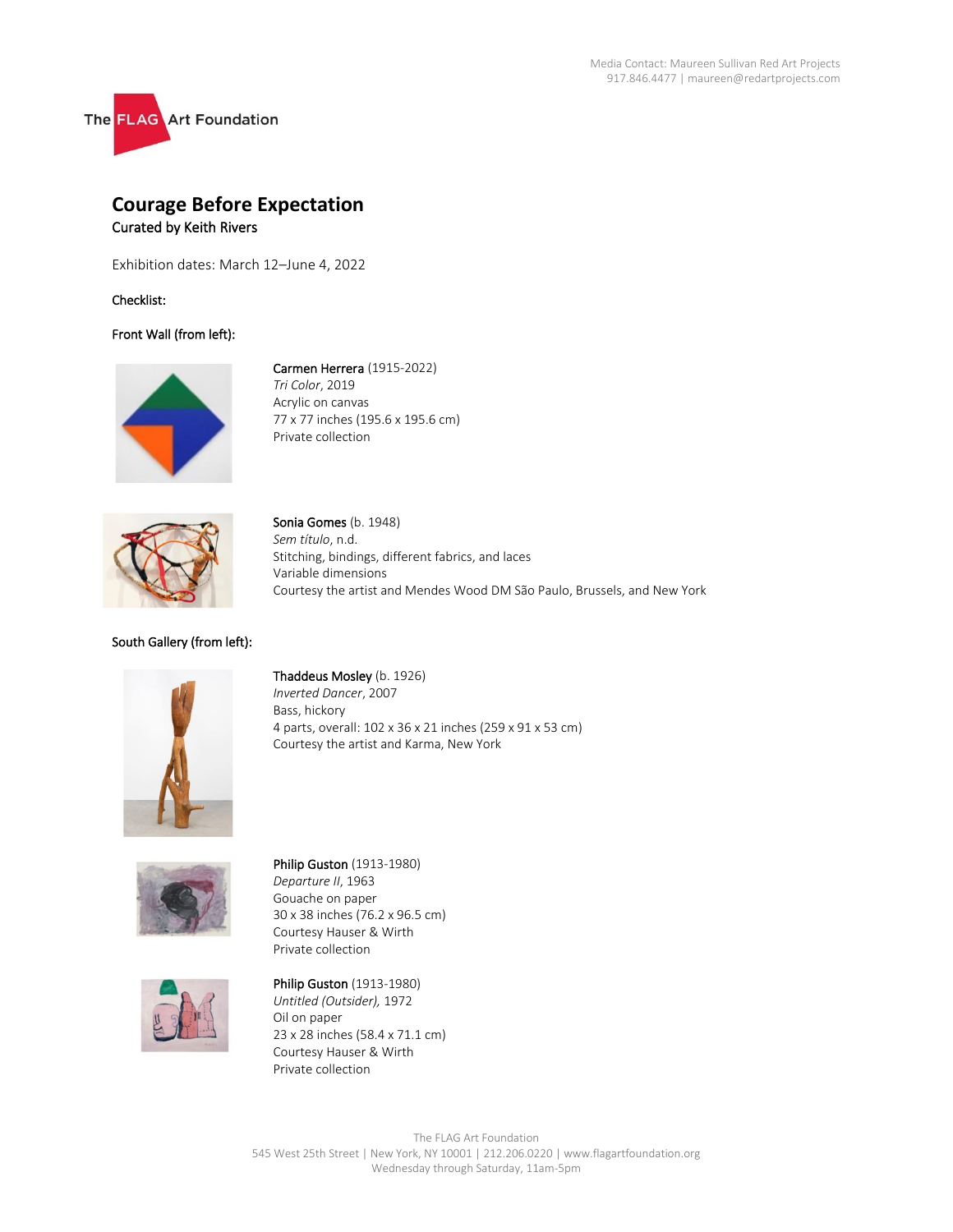Media Contact: Maureen Sullivan Red Art Projects
917.846.4477 | maureen@redartprojects.com

The FLAG Art Foundation

# Courage Before Expectation

**Curated by Keith Rivers**

Exhibition dates: March 12–June 4, 2022

**Checklist:**

**Front Wall (from left):**

Carmen Herrera (1915-2022)
*Tri Color*, 2019
Acrylic on canvas
77 x 77 inches (195.6 x 195.6 cm)
Private collection

Sonia Gomes (b. 1948)
*Sem título*, n.d.
Stitching, bindings, different fabrics, and laces
Variable dimensions
Courtesy the artist and Mendes Wood DM São Paulo, Brussels, and New York

**South Gallery (from left):**

Thaddeus Mosley (b. 1926)
*Inverted Dancer*, 2007
Bass, hickory
4 parts, overall: 102 x 36 x 21 inches (259 x 91 x 53 cm)
Courtesy the artist and Karma, New York

Philip Guston (1913-1980)
*Departure II*, 1963
Gouache on paper
30 x 38 inches (76.2 x 96.5 cm)
Courtesy Hauser & Wirth
Private collection

Philip Guston (1913-1980)
*Untitled (Outsider)*, 1972
Oil on paper
23 x 28 inches (58.4 x 71.1 cm)
Courtesy Hauser & Wirth
Private collection

The FLAG Art Foundation
545 West 25th Street | New York, NY 10001 | 212.206.0220 | www.flagartfoundation.org
Wednesday through Saturday, 11am-5pm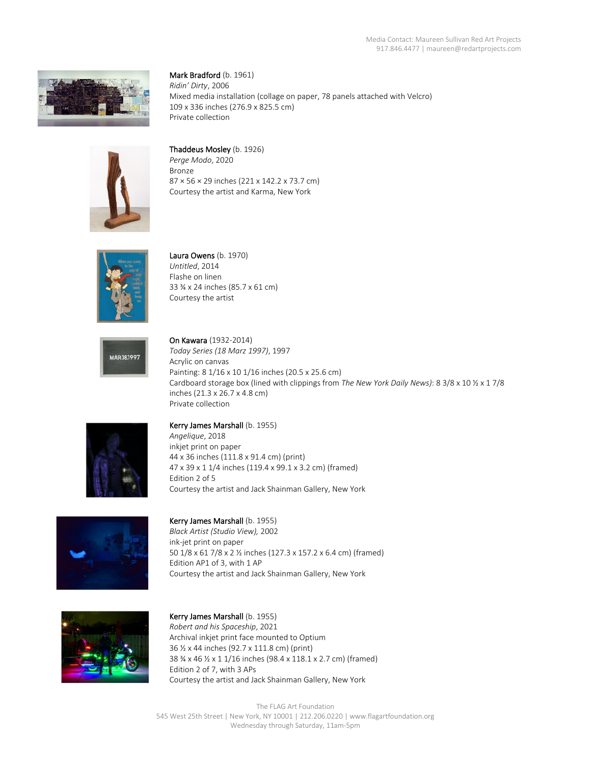**Mark Bradford** (b. 1961)
*Ridin' Dirty*, 2006
Mixed media installation (collage on paper, 78 panels attached with Velcro)
109 x 336 inches (276.9 x 825.5 cm)
Private collection

**Thaddeus Mosley** (b. 1926)
*Perge Modo*, 2020
Bronze
87 × 56 × 29 inches (221 x 142.2 x 73.7 cm)
Courtesy the artist and Karma, New York

**Laura Owens** (b. 1970)
*Untitled*, 2014
Flashe on linen
33 ¾ x 24 inches (85.7 x 61 cm)
Courtesy the artist

**On Kawara** (1932-2014)
*Today Series (18 Marz 1997)*, 1997
Acrylic on canvas
Painting: 8 1/16 x 10 1/16 inches (20.5 x 25.6 cm)
Cardboard storage box (lined with clippings from *The New York Daily News)*: 8 3/8 x 10 ½ x 1 7/8 inches (21.3 x 26.7 x 4.8 cm)
Private collection

**Kerry James Marshall** (b. 1955)
*Angelique*, 2018
inkjet print on paper
44 x 36 inches (111.8 x 91.4 cm) (print)
47 x 39 x 1 1/4 inches (119.4 x 99.1 x 3.2 cm) (framed)
Edition 2 of 5
Courtesy the artist and Jack Shainman Gallery, New York

**Kerry James Marshall** (b. 1955)
*Black Artist (Studio View),* 2002
ink-jet print on paper
50 1/8 x 61 7/8 x 2 ½ inches (127.3 x 157.2 x 6.4 cm) (framed)
Edition AP1 of 3, with 1 AP
Courtesy the artist and Jack Shainman Gallery, New York

**Kerry James Marshall** (b. 1955)
*Robert and his Spaceship*, 2021
Archival inkjet print face mounted to Optium
36 ½ x 44 inches (92.7 x 111.8 cm) (print)
38 ¾ x 46 ½ x 1 1/16 inches (98.4 x 118.1 x 2.7 cm) (framed)
Edition 2 of 7, with 3 APs
Courtesy the artist and Jack Shainman Gallery, New York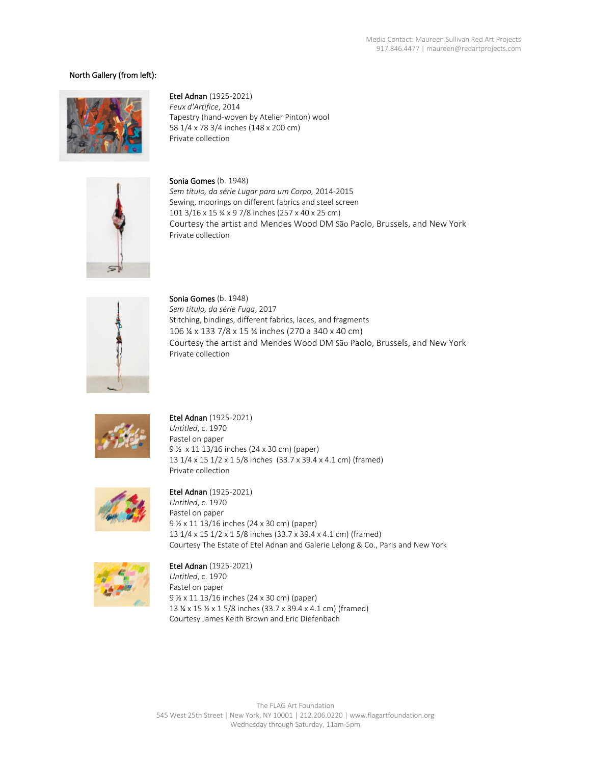Media Contact: Maureen Sullivan Red Art Projects
917.846.4477 | maureen@redartprojects.com

**North Gallery (from left):**

**Etel Adnan** (1925-2021)
*Feux d'Artifice*, 2014
Tapestry (hand-woven by Atelier Pinton) wool
58 1/4 x 78 3/4 inches (148 x 200 cm)
Private collection

**Sonia Gomes** (b. 1948)
*Sem título, da série Lugar para um Corpo,* 2014-2015
Sewing, moorings on different fabrics and steel screen
101 3/16 x 15 ¾ x 9 7/8 inches (257 x 40 x 25 cm)
Courtesy the artist and Mendes Wood DM São Paolo, Brussels, and New York
Private collection

**Sonia Gomes** (b. 1948)
*Sem título, da série Fuga*, 2017
Stitching, bindings, different fabrics, laces, and fragments
106 ¼ x 133 7/8 x 15 ¾ inches (270 a 340 x 40 cm)
Courtesy the artist and Mendes Wood DM São Paolo, Brussels, and New York
Private collection

**Etel Adnan** (1925-2021)
*Untitled*, c. 1970
Pastel on paper
9 ½ x 11 13/16 inches (24 x 30 cm) (paper)
13 1/4 x 15 1/2 x 1 5/8 inches (33.7 x 39.4 x 4.1 cm) (framed)
Private collection

**Etel Adnan** (1925-2021)
*Untitled*, c. 1970
Pastel on paper
9 ½ x 11 13/16 inches (24 x 30 cm) (paper)
13 1/4 x 15 1/2 x 1 5/8 inches (33.7 x 39.4 x 4.1 cm) (framed)
Courtesy The Estate of Etel Adnan and Galerie Lelong & Co., Paris and New York

**Etel Adnan** (1925-2021)
*Untitled*, c. 1970
Pastel on paper
9 ½ x 11 13/16 inches (24 x 30 cm) (paper)
13 ¼ x 15 ½ x 1 5/8 inches (33.7 x 39.4 x 4.1 cm) (framed)
Courtesy James Keith Brown and Eric Diefenbach

The FLAG Art Foundation
545 West 25th Street | New York, NY 10001 | 212.206.0220 | www.flagartfoundation.org
Wednesday through Saturday, 11am-5pm